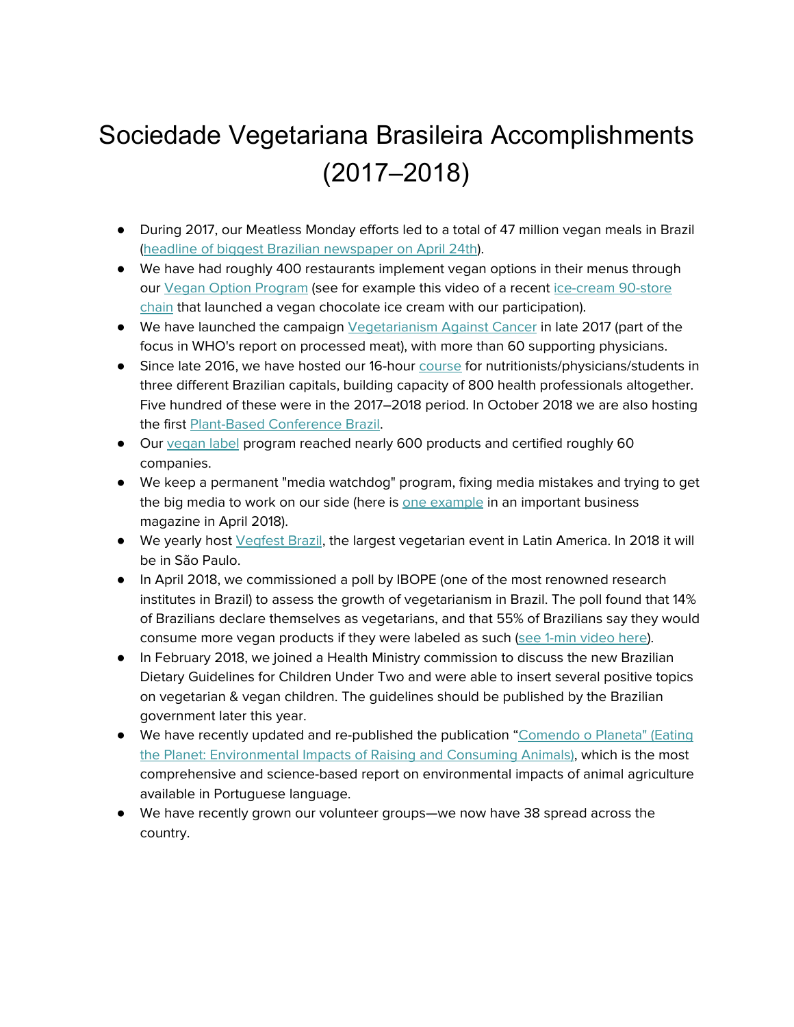# Sociedade Vegetariana Brasileira Accomplishments (2017–2018)

- During 2017, our Meatless Monday efforts led to a total of 47 million vegan meals in Brazil (headline of biggest Brazilian newspaper on April 24th).
- We have had roughly 400 restaurants implement vegan options in their menus through our Vegan Option Program (see for example this video of a recent ice-cream 90-store chain that launched a vegan chocolate ice cream with our participation).
- We have launched the campaign Vegetarianism Against Cancer in late 2017 (part of the focus in WHO's report on processed meat), with more than 60 supporting physicians.
- Since late 2016, we have hosted our 16-hour course for nutritionists/physicians/students in three different Brazilian capitals, building capacity of 800 health professionals altogether. Five hundred of these were in the 2017–2018 period. In October 2018 we are also hosting the first Plant-Based Conference Brazil.
- Our vegan label program reached nearly 600 products and certified roughly 60 companies.
- We keep a permanent "media watchdog" program, fixing media mistakes and trying to get the big media to work on our side (here is one example in an important business magazine in April 2018).
- We yearly host Vegfest Brazil, the largest vegetarian event in Latin America. In 2018 it will be in São Paulo.
- In April 2018, we commissioned a poll by IBOPE (one of the most renowned research institutes in Brazil) to assess the growth of vegetarianism in Brazil. The poll found that 14% of Brazilians declare themselves as vegetarians, and that 55% of Brazilians say they would consume more vegan products if they were labeled as such (see 1-min video here).
- In February 2018, we joined a Health Ministry commission to discuss the new Brazilian Dietary Guidelines for Children Under Two and were able to insert several positive topics on vegetarian & vegan children. The guidelines should be published by the Brazilian government later this year.
- We have recently updated and re-published the publication "Comendo o Planeta" (Eating the Planet: Environmental Impacts of Raising and Consuming Animals), which is the most comprehensive and science-based report on environmental impacts of animal agriculture available in Portuguese language.
- We have recently grown our volunteer groups—we now have 38 spread across the country.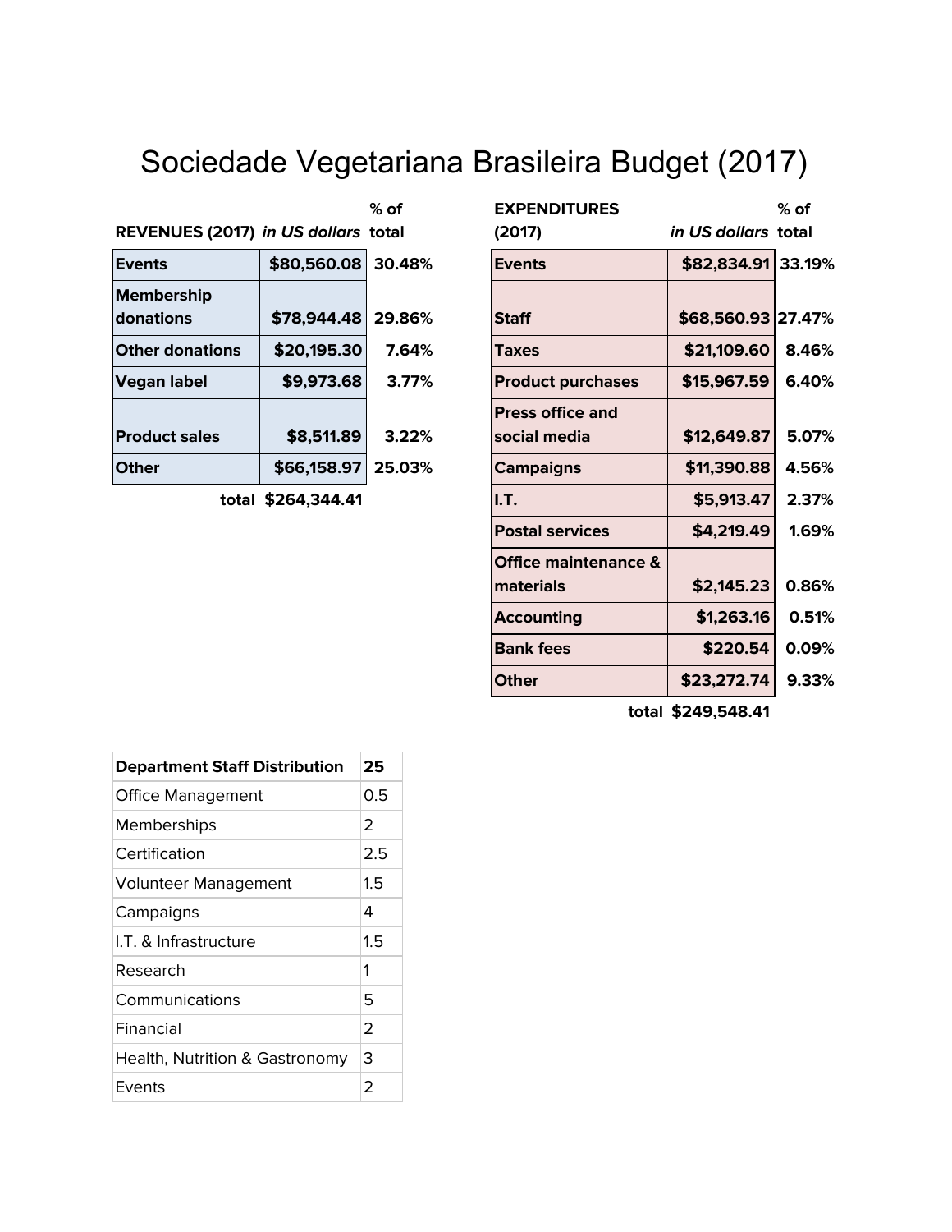# Sociedade Vegetariana Brasileira Budget (2017)

| REVENUES (2017) | *in US dollars* | % of total |
|---|---|---|
| **Events** | **$80,560.08** | **30.48%** |
| **Membership donations** | **$78,944.48** | **29.86%** |
| **Other donations** | **$20,195.30** | **7.64%** |
| **Vegan label** | **$9,973.68** | **3.77%** |
| **Product sales** | **$8,511.89** | **3.22%** |
| **Other** | **$66,158.97** | **25.03%** |
| **total** | **$264,344.41** | |

| EXPENDITURES (2017) | *in US dollars* | % of total |
|---|---|---|
| **Events** | **$82,834.91** | **33.19%** |
| **Staff** | **$68,560.93** | **27.47%** |
| **Taxes** | **$21,109.60** | **8.46%** |
| **Product purchases** | **$15,967.59** | **6.40%** |
| **Press office and social media** | **$12,649.87** | **5.07%** |
| **Campaigns** | **$11,390.88** | **4.56%** |
| **I.T.** | **$5,913.47** | **2.37%** |
| **Postal services** | **$4,219.49** | **1.69%** |
| **Office maintenance & materials** | **$2,145.23** | **0.86%** |
| **Accounting** | **$1,263.16** | **0.51%** |
| **Bank fees** | **$220.54** | **0.09%** |
| **Other** | **$23,272.74** | **9.33%** |
| **total** | **$249,548.41** | |

| **Department Staff Distribution** | **25** |
|---|---|
| Office Management | 0.5 |
| Memberships | 2 |
| Certification | 2.5 |
| Volunteer Management | 1.5 |
| Campaigns | 4 |
| I.T. & Infrastructure | 1.5 |
| Research | 1 |
| Communications | 5 |
| Financial | 2 |
| Health, Nutrition & Gastronomy | 3 |
| Events | 2 |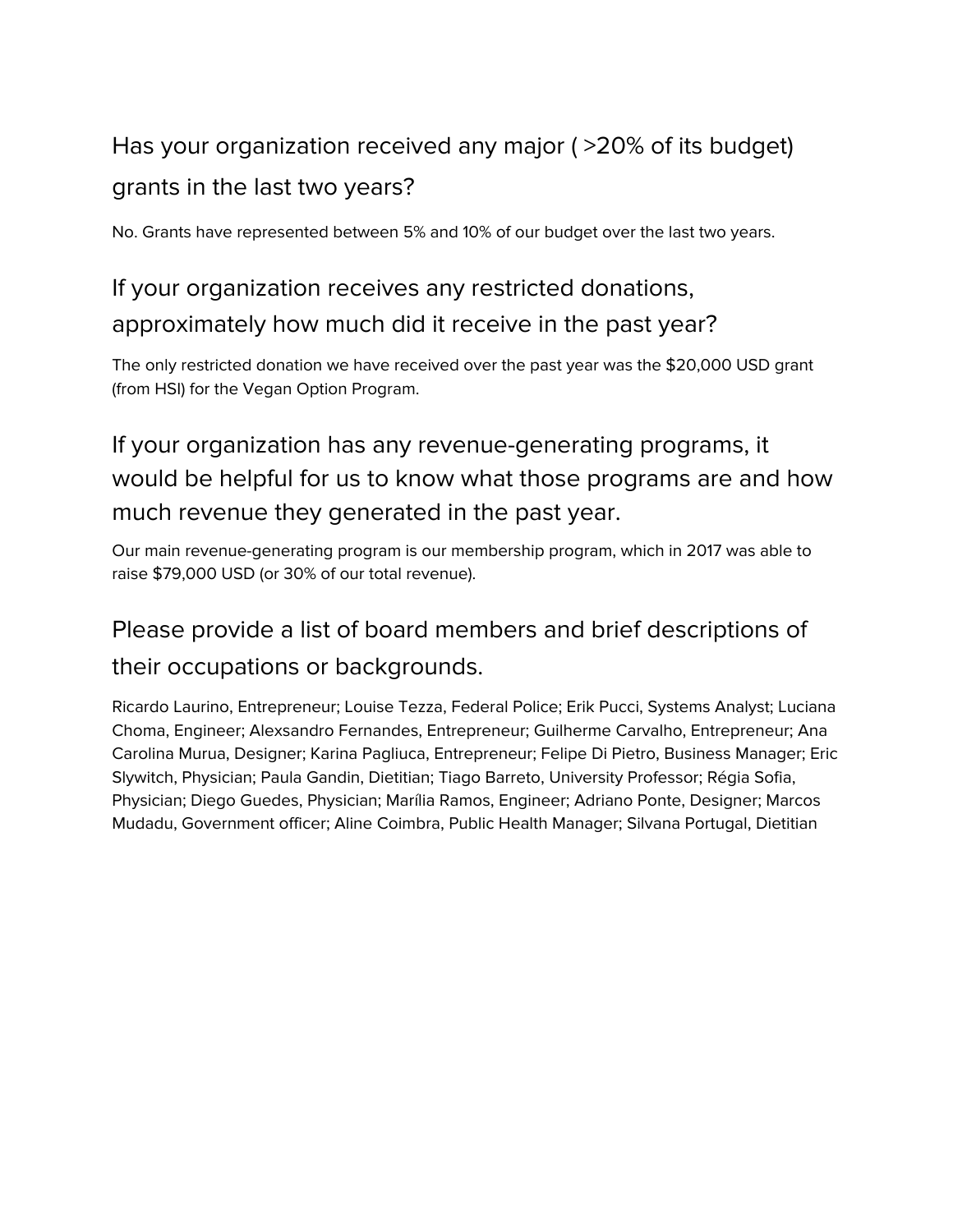## Has your organization received any major ( >20% of its budget) grants in the last two years?

No. Grants have represented between 5% and 10% of our budget over the last two years.

## If your organization receives any restricted donations, approximately how much did it receive in the past year?

The only restricted donation we have received over the past year was the $20,000 USD grant (from HSI) for the Vegan Option Program.

## If your organization has any revenue-generating programs, it would be helpful for us to know what those programs are and how much revenue they generated in the past year.

Our main revenue-generating program is our membership program, which in 2017 was able to raise $79,000 USD (or 30% of our total revenue).

## Please provide a list of board members and brief descriptions of their occupations or backgrounds.

Ricardo Laurino, Entrepreneur; Louise Tezza, Federal Police; Erik Pucci, Systems Analyst; Luciana Choma, Engineer; Alexsandro Fernandes, Entrepreneur; Guilherme Carvalho, Entrepreneur; Ana Carolina Murua, Designer; Karina Pagliuca, Entrepreneur; Felipe Di Pietro, Business Manager; Eric Slywitch, Physician; Paula Gandin, Dietitian; Tiago Barreto, University Professor; Régia Sofia, Physician; Diego Guedes, Physician; Marília Ramos, Engineer; Adriano Ponte, Designer; Marcos Mudadu, Government officer; Aline Coimbra, Public Health Manager; Silvana Portugal, Dietitian